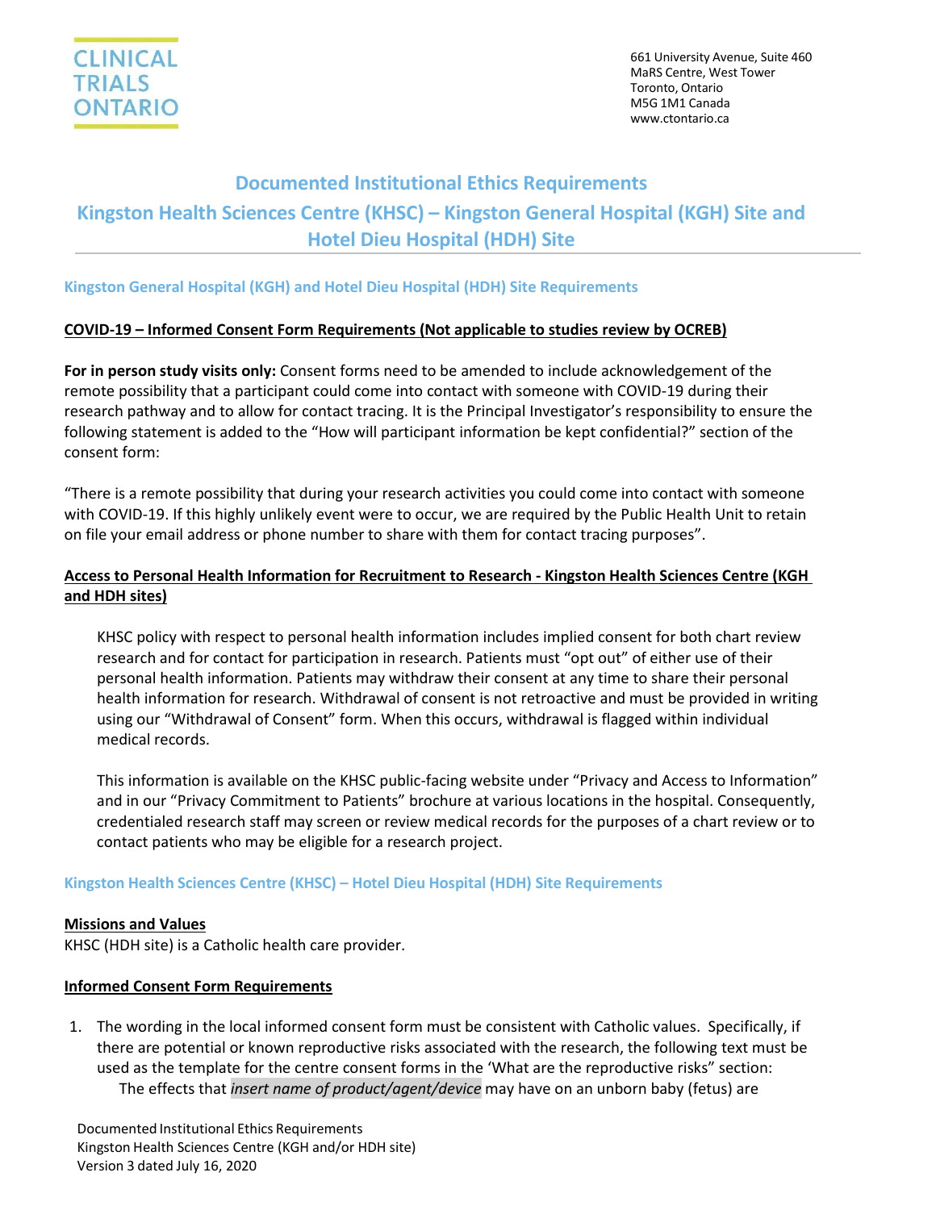CLINICAL TRIALS ONTARIO

661 University Avenue, Suite 460
MaRS Centre, West Tower
Toronto, Ontario
M5G 1M1 Canada
www.ctontario.ca

# Documented Institutional Ethics Requirements
# Kingston Health Sciences Centre (KHSC) – Kingston General Hospital (KGH) Site and Hotel Dieu Hospital (HDH) Site

## Kingston General Hospital (KGH) and Hotel Dieu Hospital (HDH) Site Requirements

### COVID-19 – Informed Consent Form Requirements (Not applicable to studies review by OCREB)

**For in person study visits only:** Consent forms need to be amended to include acknowledgement of the remote possibility that a participant could come into contact with someone with COVID-19 during their research pathway and to allow for contact tracing. It is the Principal Investigator's responsibility to ensure the following statement is added to the "How will participant information be kept confidential?" section of the consent form:

"There is a remote possibility that during your research activities you could come into contact with someone with COVID-19. If this highly unlikely event were to occur, we are required by the Public Health Unit to retain on file your email address or phone number to share with them for contact tracing purposes".

### Access to Personal Health Information for Recruitment to Research - Kingston Health Sciences Centre (KGH and HDH sites)

KHSC policy with respect to personal health information includes implied consent for both chart review research and for contact for participation in research. Patients must "opt out" of either use of their personal health information. Patients may withdraw their consent at any time to share their personal health information for research. Withdrawal of consent is not retroactive and must be provided in writing using our "Withdrawal of Consent" form. When this occurs, withdrawal is flagged within individual medical records.

This information is available on the KHSC public-facing website under "Privacy and Access to Information" and in our "Privacy Commitment to Patients" brochure at various locations in the hospital. Consequently, credentialed research staff may screen or review medical records for the purposes of a chart review or to contact patients who may be eligible for a research project.

## Kingston Health Sciences Centre (KHSC) – Hotel Dieu Hospital (HDH) Site Requirements

### Missions and Values

KHSC (HDH site) is a Catholic health care provider.

### Informed Consent Form Requirements

1. The wording in the local informed consent form must be consistent with Catholic values. Specifically, if there are potential or known reproductive risks associated with the research, the following text must be used as the template for the centre consent forms in the 'What are the reproductive risks" section:

   The effects that *insert name of product/agent/device* may have on an unborn baby (fetus) are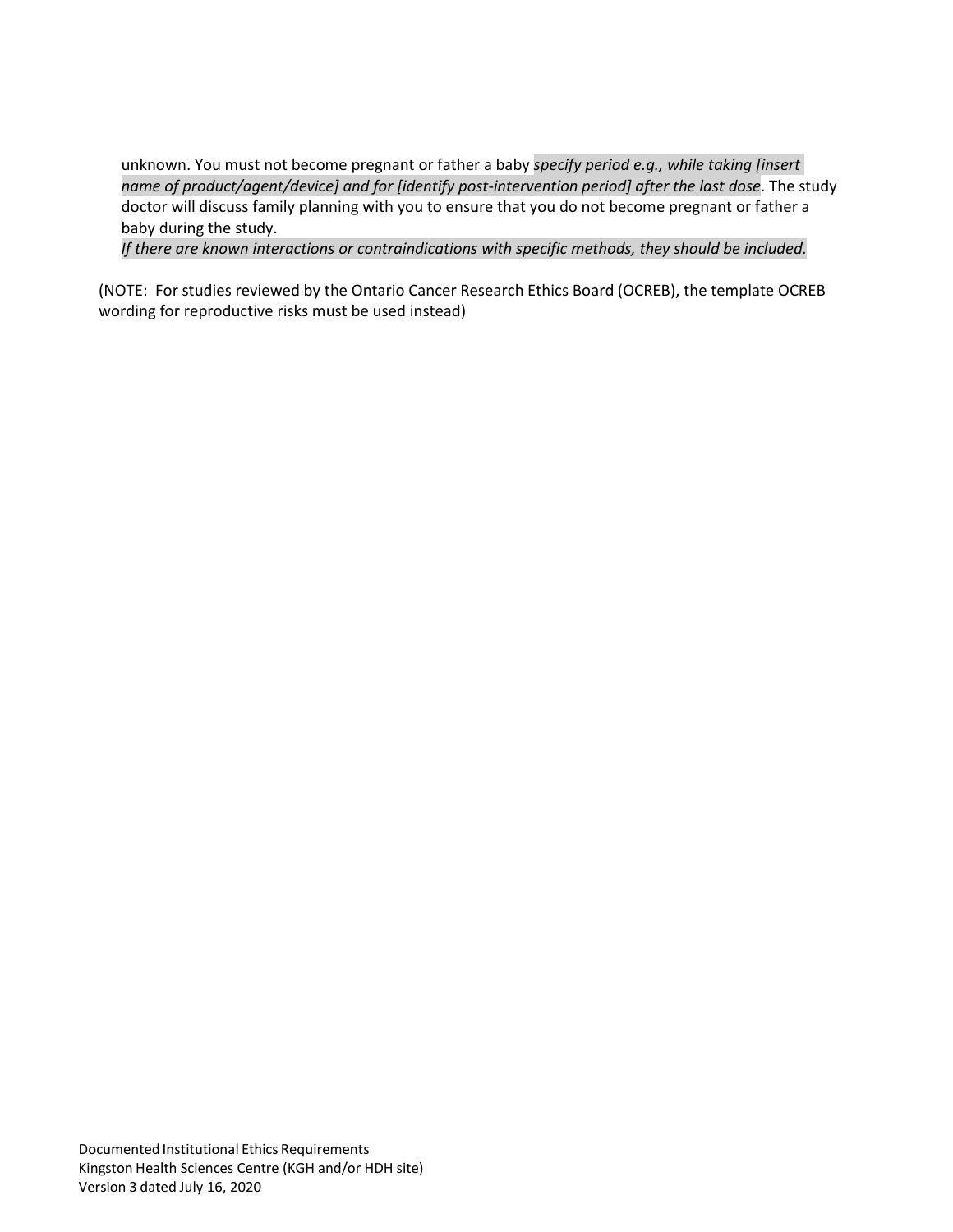unknown. You must not become pregnant or father a baby *specify period e.g., while taking [insert name of product/agent/device] and for [identify post-intervention period] after the last dose*. The study doctor will discuss family planning with you to ensure that you do not become pregnant or father a baby during the study.

*If there are known interactions or contraindications with specific methods, they should be included.*

(NOTE: For studies reviewed by the Ontario Cancer Research Ethics Board (OCREB), the template OCREB wording for reproductive risks must be used instead)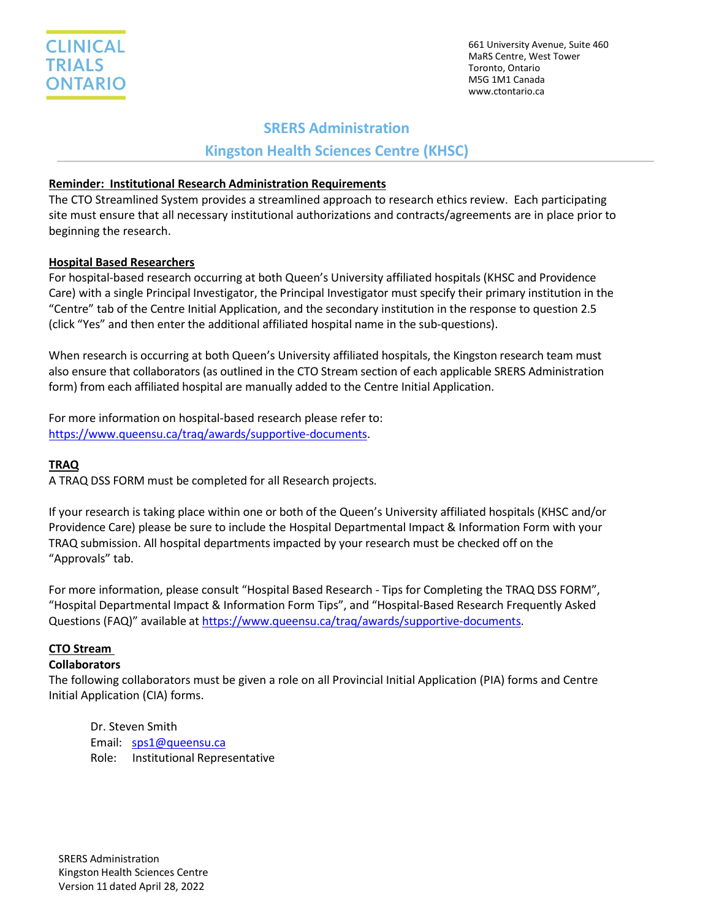# SRERS Administration

## Kingston Health Sciences Centre (KHSC)

**Reminder: Institutional Research Administration Requirements**

The CTO Streamlined System provides a streamlined approach to research ethics review. Each participating site must ensure that all necessary institutional authorizations and contracts/agreements are in place prior to beginning the research.

**Hospital Based Researchers**

For hospital-based research occurring at both Queen's University affiliated hospitals (KHSC and Providence Care) with a single Principal Investigator, the Principal Investigator must specify their primary institution in the "Centre" tab of the Centre Initial Application, and the secondary institution in the response to question 2.5 (click "Yes" and then enter the additional affiliated hospital name in the sub-questions).

When research is occurring at both Queen's University affiliated hospitals, the Kingston research team must also ensure that collaborators (as outlined in the CTO Stream section of each applicable SRERS Administration form) from each affiliated hospital are manually added to the Centre Initial Application.

For more information on hospital-based research please refer to: https://www.queensu.ca/traq/awards/supportive-documents.

**TRAQ**

A TRAQ DSS FORM must be completed for all Research projects.

If your research is taking place within one or both of the Queen's University affiliated hospitals (KHSC and/or Providence Care) please be sure to include the Hospital Departmental Impact & Information Form with your TRAQ submission. All hospital departments impacted by your research must be checked off on the "Approvals" tab.

For more information, please consult "Hospital Based Research - Tips for Completing the TRAQ DSS FORM", "Hospital Departmental Impact & Information Form Tips", and "Hospital-Based Research Frequently Asked Questions (FAQ)" available at https://www.queensu.ca/traq/awards/supportive-documents.

**CTO Stream**

**Collaborators**

The following collaborators must be given a role on all Provincial Initial Application (PIA) forms and Centre Initial Application (CIA) forms.

Dr. Steven Smith
Email: sps1@queensu.ca
Role: Institutional Representative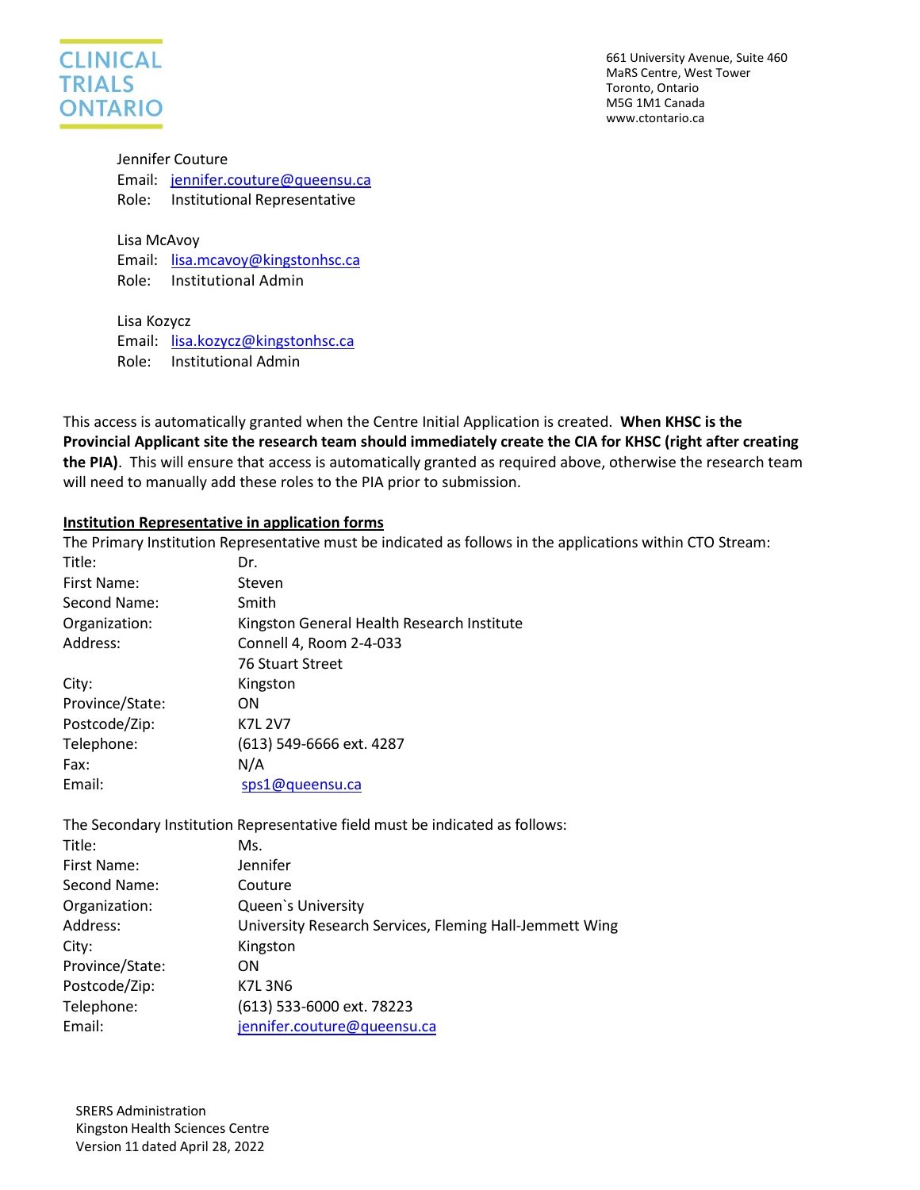Jennifer Couture
Email: jennifer.couture@queensu.ca
Role: Institutional Representative

Lisa McAvoy
Email: lisa.mcavoy@kingstonhsc.ca
Role: Institutional Admin

Lisa Kozycz
Email: lisa.kozycz@kingstonhsc.ca
Role: Institutional Admin

This access is automatically granted when the Centre Initial Application is created. **When KHSC is the Provincial Applicant site the research team should immediately create the CIA for KHSC (right after creating the PIA)**. This will ensure that access is automatically granted as required above, otherwise the research team will need to manually add these roles to the PIA prior to submission.

**Institution Representative in application forms**

The Primary Institution Representative must be indicated as follows in the applications within CTO Stream:

| | |
|---|---|
| Title: | Dr. |
| First Name: | Steven |
| Second Name: | Smith |
| Organization: | Kingston General Health Research Institute |
| Address: | Connell 4, Room 2-4-033<br>76 Stuart Street |
| City: | Kingston |
| Province/State: | ON |
| Postcode/Zip: | K7L 2V7 |
| Telephone: | (613) 549-6666 ext. 4287 |
| Fax: | N/A |
| Email: | sps1@queensu.ca |

The Secondary Institution Representative field must be indicated as follows:

| | |
|---|---|
| Title: | Ms. |
| First Name: | Jennifer |
| Second Name: | Couture |
| Organization: | Queen`s University |
| Address: | University Research Services, Fleming Hall-Jemmett Wing |
| City: | Kingston |
| Province/State: | ON |
| Postcode/Zip: | K7L 3N6 |
| Telephone: | (613) 533-6000 ext. 78223 |
| Email: | jennifer.couture@queensu.ca |